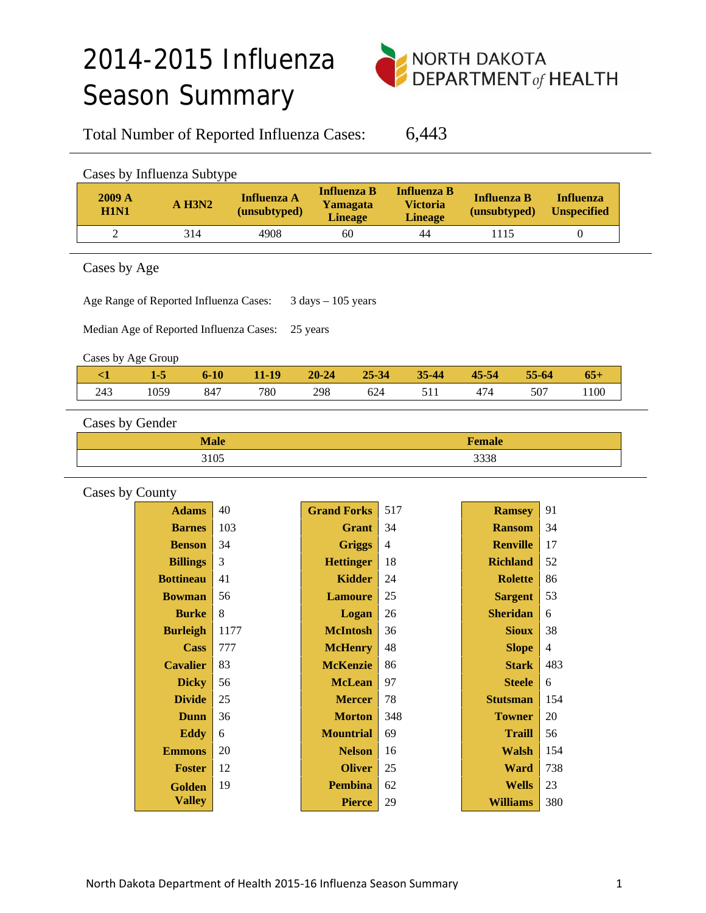# 2014-2015 Influenza Season Summary

Total Number of Reported Influenza Cases: 6,443

## Cases by Influenza Subtype

| 2009 A H1N1 | A H3N2 | Influenza A (unsubtyped) | Influenza B Yamagata Lineage | Influenza B Victoria Lineage | Influenza B (unsubtyped) | Influenza Unspecified |
|---|---|---|---|---|---|---|
| 2 | 314 | 4908 | 60 | 44 | 1115 | 0 |

## Cases by Age

Age Range of Reported Influenza Cases: 3 days – 105 years

Median Age of Reported Influenza Cases: 25 years

Cases by Age Group

| <1 | 1-5 | 6-10 | 11-19 | 20-24 | 25-34 | 35-44 | 45-54 | 55-64 | 65+ |
|---|---|---|---|---|---|---|---|---|---|
| 243 | 1059 | 847 | 780 | 298 | 624 | 511 | 474 | 507 | 1100 |

## Cases by Gender

| Male | Female |
|---|---|
| 3105 | 3338 |

## Cases by County

| County | Cases |
|---|---|
| Adams | 40 |
| Barnes | 103 |
| Benson | 34 |
| Billings | 3 |
| Bottineau | 41 |
| Bowman | 56 |
| Burke | 8 |
| Burleigh | 1177 |
| Cass | 777 |
| Cavalier | 83 |
| Dicky | 56 |
| Divide | 25 |
| Dunn | 36 |
| Eddy | 6 |
| Emmons | 20 |
| Foster | 12 |
| Golden Valley | 19 |
| Grand Forks | 517 |
| Grant | 34 |
| Griggs | 4 |
| Hettinger | 18 |
| Kidder | 24 |
| Lamoure | 25 |
| Logan | 26 |
| McIntosh | 36 |
| McHenry | 48 |
| McKenzie | 86 |
| McLean | 97 |
| Mercer | 78 |
| Morton | 348 |
| Mountrial | 69 |
| Nelson | 16 |
| Oliver | 25 |
| Pembina | 62 |
| Pierce | 29 |
| Ramsey | 91 |
| Ransom | 34 |
| Renville | 17 |
| Richland | 52 |
| Rolette | 86 |
| Sargent | 53 |
| Sheridan | 6 |
| Sioux | 38 |
| Slope | 4 |
| Stark | 483 |
| Steele | 6 |
| Stutsman | 154 |
| Towner | 20 |
| Traill | 56 |
| Walsh | 154 |
| Ward | 738 |
| Wells | 23 |
| Williams | 380 |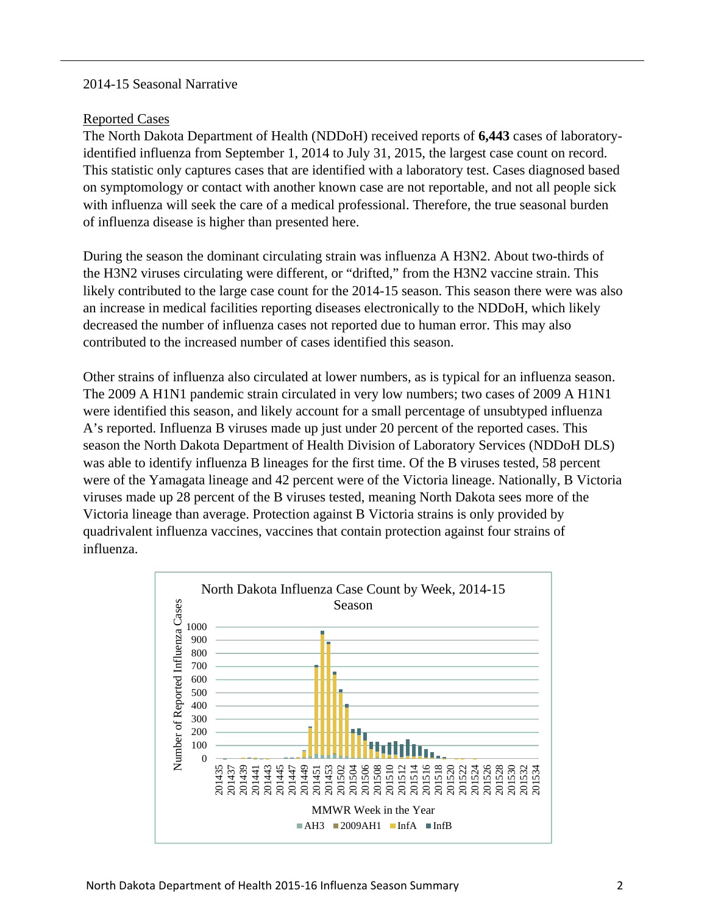2014-15 Seasonal Narrative

Reported Cases

The North Dakota Department of Health (NDDoH) received reports of **6,443** cases of laboratory-identified influenza from September 1, 2014 to July 31, 2015, the largest case count on record. This statistic only captures cases that are identified with a laboratory test. Cases diagnosed based on symptomology or contact with another known case are not reportable, and not all people sick with influenza will seek the care of a medical professional. Therefore, the true seasonal burden of influenza disease is higher than presented here.

During the season the dominant circulating strain was influenza A H3N2. About two-thirds of the H3N2 viruses circulating were different, or "drifted," from the H3N2 vaccine strain. This likely contributed to the large case count for the 2014-15 season. This season there were was also an increase in medical facilities reporting diseases electronically to the NDDoH, which likely decreased the number of influenza cases not reported due to human error. This may also contributed to the increased number of cases identified this season.

Other strains of influenza also circulated at lower numbers, as is typical for an influenza season. The 2009 A H1N1 pandemic strain circulated in very low numbers; two cases of 2009 A H1N1 were identified this season, and likely account for a small percentage of unsubtyped influenza A's reported. Influenza B viruses made up just under 20 percent of the reported cases. This season the North Dakota Department of Health Division of Laboratory Services (NDDoH DLS) was able to identify influenza B lineages for the first time. Of the B viruses tested, 58 percent were of the Yamagata lineage and 42 percent were of the Victoria lineage. Nationally, B Victoria viruses made up 28 percent of the B viruses tested, meaning North Dakota sees more of the Victoria lineage than average. Protection against B Victoria strains is only provided by quadrivalent influenza vaccines, vaccines that contain protection against four strains of influenza.

North Dakota Influenza Case Count by Week, 2014-15 Season

(Chart: Number of Reported Influenza Cases by MMWR Week in the Year, 201435–201534; series: AH3, 2009AH1, InfA, InfB)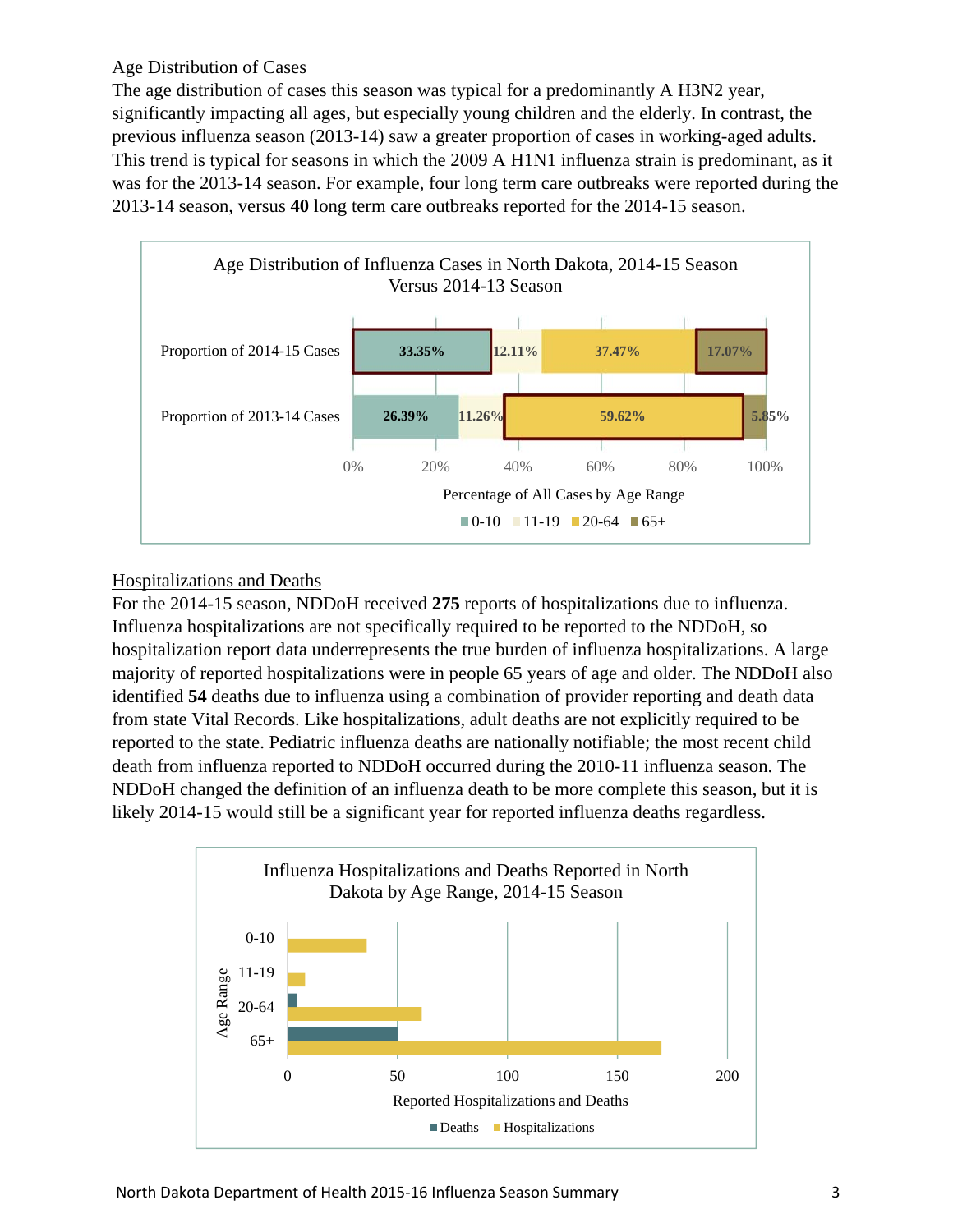## Age Distribution of Cases

The age distribution of cases this season was typical for a predominantly A H3N2 year, significantly impacting all ages, but especially young children and the elderly. In contrast, the previous influenza season (2013-14) saw a greater proportion of cases in working-aged adults. This trend is typical for seasons in which the 2009 A H1N1 influenza strain is predominant, as it was for the 2013-14 season. For example, four long term care outbreaks were reported during the 2013-14 season, versus **40** long term care outbreaks reported for the 2014-15 season.

**Age Distribution of Influenza Cases in North Dakota, 2014-15 Season Versus 2014-13 Season**

| | 0-10 | 11-19 | 20-64 | 65+ |
|---|---|---|---|---|
| Proportion of 2014-15 Cases | 33.35% | 12.11% | 37.47% | 17.07% |
| Proportion of 2013-14 Cases | 26.39% | 11.26% | 59.62% | 5.85% |

Percentage of All Cases by Age Range

## Hospitalizations and Deaths

For the 2014-15 season, NDDoH received **275** reports of hospitalizations due to influenza. Influenza hospitalizations are not specifically required to be reported to the NDDoH, so hospitalization report data underrepresents the true burden of influenza hospitalizations. A large majority of reported hospitalizations were in people 65 years of age and older. The NDDoH also identified **54** deaths due to influenza using a combination of provider reporting and death data from state Vital Records. Like hospitalizations, adult deaths are not explicitly required to be reported to the state. Pediatric influenza deaths are nationally notifiable; the most recent child death from influenza reported to NDDoH occurred during the 2010-11 influenza season. The NDDoH changed the definition of an influenza death to be more complete this season, but it is likely 2014-15 would still be a significant year for reported influenza deaths regardless.

**Influenza Hospitalizations and Deaths Reported in North Dakota by Age Range, 2014-15 Season**

(Horizontal bar chart: Age Range — 0-10, 11-19, 20-64, 65+; x-axis: Reported Hospitalizations and Deaths, 0–200; legend: Deaths, Hospitalizations)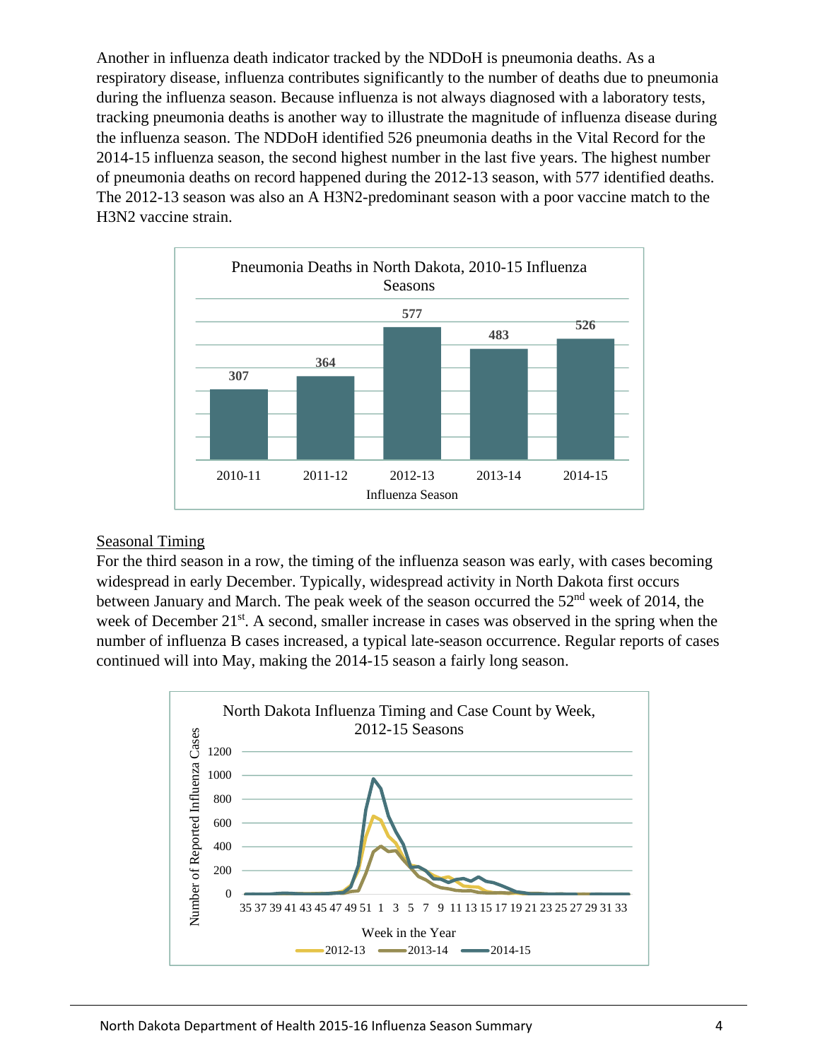Another in influenza death indicator tracked by the NDDoH is pneumonia deaths. As a respiratory disease, influenza contributes significantly to the number of deaths due to pneumonia during the influenza season. Because influenza is not always diagnosed with a laboratory tests, tracking pneumonia deaths is another way to illustrate the magnitude of influenza disease during the influenza season. The NDDoH identified 526 pneumonia deaths in the Vital Record for the 2014-15 influenza season, the second highest number in the last five years. The highest number of pneumonia deaths on record happened during the 2012-13 season, with 577 identified deaths. The 2012-13 season was also an A H3N2-predominant season with a poor vaccine match to the H3N2 vaccine strain.

**Pneumonia Deaths in North Dakota, 2010-15 Influenza Seasons**

| Influenza Season | Pneumonia Deaths |
|---|---|
| 2010-11 | 307 |
| 2011-12 | 364 |
| 2012-13 | 577 |
| 2013-14 | 483 |
| 2014-15 | 526 |

## Seasonal Timing

For the third season in a row, the timing of the influenza season was early, with cases becoming widespread in early December. Typically, widespread activity in North Dakota first occurs between January and March. The peak week of the season occurred the 52nd week of 2014, the week of December 21st. A second, smaller increase in cases was observed in the spring when the number of influenza B cases increased, a typical late-season occurrence. Regular reports of cases continued will into May, making the 2014-15 season a fairly long season.

**North Dakota Influenza Timing and Case Count by Week, 2012-15 Seasons**

(Line chart: Number of Reported Influenza Cases (0–1200) by Week in the Year (35 through 33); series: 2012-13, 2013-14, 2014-15)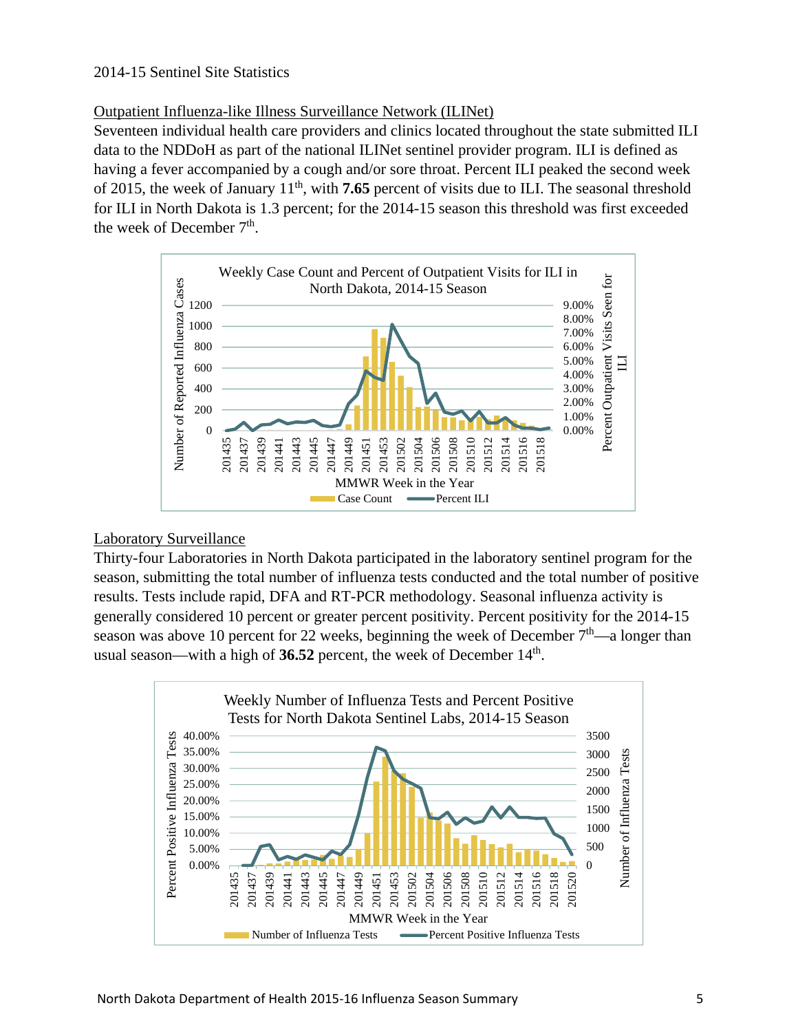2014-15 Sentinel Site Statistics

Outpatient Influenza-like Illness Surveillance Network (ILINet)

Seventeen individual health care providers and clinics located throughout the state submitted ILI data to the NDDoH as part of the national ILINet sentinel provider program. ILI is defined as having a fever accompanied by a cough and/or sore throat. Percent ILI peaked the second week of 2015, the week of January 11th, with **7.65** percent of visits due to ILI. The seasonal threshold for ILI in North Dakota is 1.3 percent; for the 2014-15 season this threshold was first exceeded the week of December 7th.

Weekly Case Count and Percent of Outpatient Visits for ILI in North Dakota, 2014-15 Season

Laboratory Surveillance

Thirty-four Laboratories in North Dakota participated in the laboratory sentinel program for the season, submitting the total number of influenza tests conducted and the total number of positive results. Tests include rapid, DFA and RT-PCR methodology. Seasonal influenza activity is generally considered 10 percent or greater percent positivity. Percent positivity for the 2014-15 season was above 10 percent for 22 weeks, beginning the week of December 7th—a longer than usual season—with a high of **36.52** percent, the week of December 14th.

Weekly Number of Influenza Tests and Percent Positive Tests for North Dakota Sentinel Labs, 2014-15 Season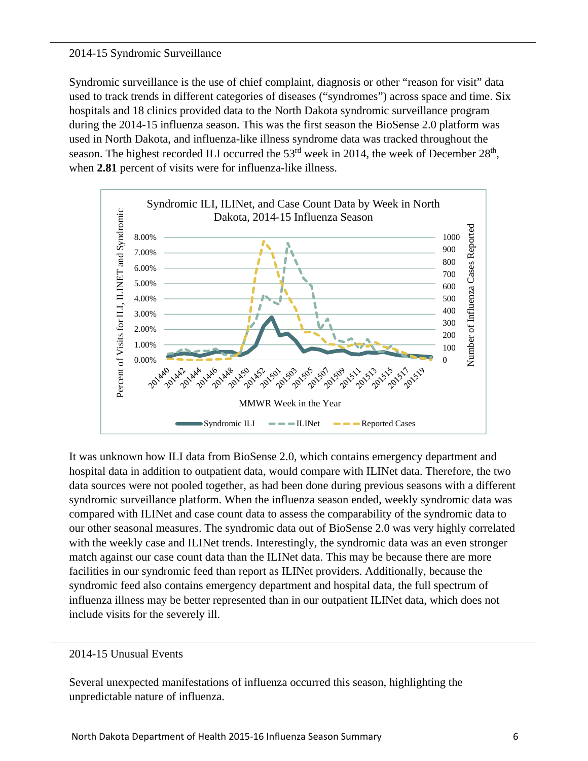## 2014-15 Syndromic Surveillance

Syndromic surveillance is the use of chief complaint, diagnosis or other "reason for visit" data used to track trends in different categories of diseases ("syndromes") across space and time. Six hospitals and 18 clinics provided data to the North Dakota syndromic surveillance program during the 2014-15 influenza season. This was the first season the BioSense 2.0 platform was used in North Dakota, and influenza-like illness syndrome data was tracked throughout the season. The highest recorded ILI occurred the 53rd week in 2014, the week of December 28th, when **2.81** percent of visits were for influenza-like illness.

Syndromic ILI, ILINet, and Case Count Data by Week in North Dakota, 2014-15 Influenza Season

It was unknown how ILI data from BioSense 2.0, which contains emergency department and hospital data in addition to outpatient data, would compare with ILINet data. Therefore, the two data sources were not pooled together, as had been done during previous seasons with a different syndromic surveillance platform. When the influenza season ended, weekly syndromic data was compared with ILINet and case count data to assess the comparability of the syndromic data to our other seasonal measures. The syndromic data out of BioSense 2.0 was very highly correlated with the weekly case and ILINet trends. Interestingly, the syndromic data was an even stronger match against our case count data than the ILINet data. This may be because there are more facilities in our syndromic feed than report as ILINet providers. Additionally, because the syndromic feed also contains emergency department and hospital data, the full spectrum of influenza illness may be better represented than in our outpatient ILINet data, which does not include visits for the severely ill.

## 2014-15 Unusual Events

Several unexpected manifestations of influenza occurred this season, highlighting the unpredictable nature of influenza.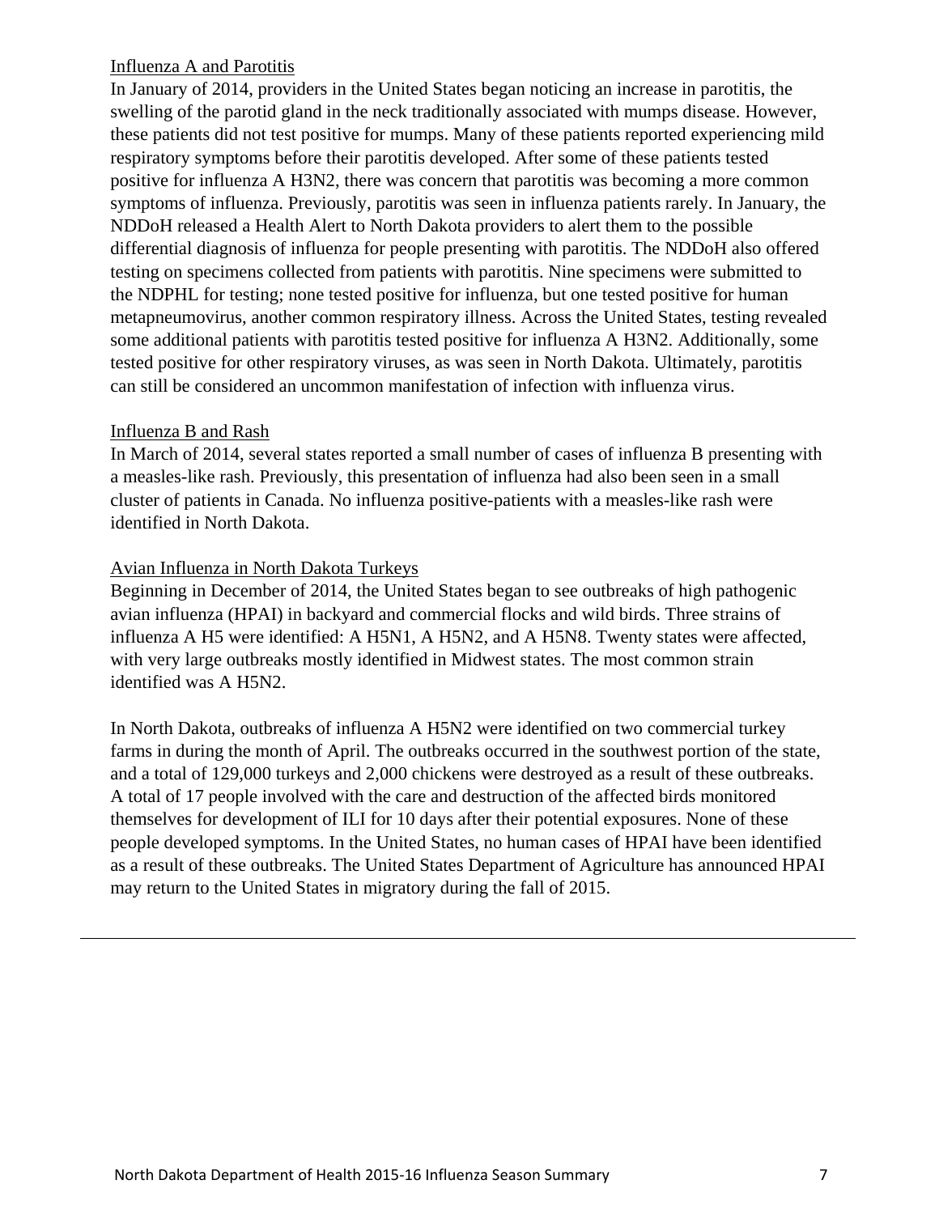<u>Influenza A and Parotitis</u>

In January of 2014, providers in the United States began noticing an increase in parotitis, the swelling of the parotid gland in the neck traditionally associated with mumps disease. However, these patients did not test positive for mumps. Many of these patients reported experiencing mild respiratory symptoms before their parotitis developed. After some of these patients tested positive for influenza A H3N2, there was concern that parotitis was becoming a more common symptoms of influenza. Previously, parotitis was seen in influenza patients rarely. In January, the NDDoH released a Health Alert to North Dakota providers to alert them to the possible differential diagnosis of influenza for people presenting with parotitis. The NDDoH also offered testing on specimens collected from patients with parotitis. Nine specimens were submitted to the NDPHL for testing; none tested positive for influenza, but one tested positive for human metapneumovirus, another common respiratory illness. Across the United States, testing revealed some additional patients with parotitis tested positive for influenza A H3N2. Additionally, some tested positive for other respiratory viruses, as was seen in North Dakota. Ultimately, parotitis can still be considered an uncommon manifestation of infection with influenza virus.

<u>Influenza B and Rash</u>

In March of 2014, several states reported a small number of cases of influenza B presenting with a measles-like rash. Previously, this presentation of influenza had also been seen in a small cluster of patients in Canada. No influenza positive-patients with a measles-like rash were identified in North Dakota.

<u>Avian Influenza in North Dakota Turkeys</u>

Beginning in December of 2014, the United States began to see outbreaks of high pathogenic avian influenza (HPAI) in backyard and commercial flocks and wild birds. Three strains of influenza A H5 were identified: A H5N1, A H5N2, and A H5N8. Twenty states were affected, with very large outbreaks mostly identified in Midwest states. The most common strain identified was A H5N2.

In North Dakota, outbreaks of influenza A H5N2 were identified on two commercial turkey farms in during the month of April. The outbreaks occurred in the southwest portion of the state, and a total of 129,000 turkeys and 2,000 chickens were destroyed as a result of these outbreaks. A total of 17 people involved with the care and destruction of the affected birds monitored themselves for development of ILI for 10 days after their potential exposures. None of these people developed symptoms. In the United States, no human cases of HPAI have been identified as a result of these outbreaks. The United States Department of Agriculture has announced HPAI may return to the United States in migratory during the fall of 2015.

---